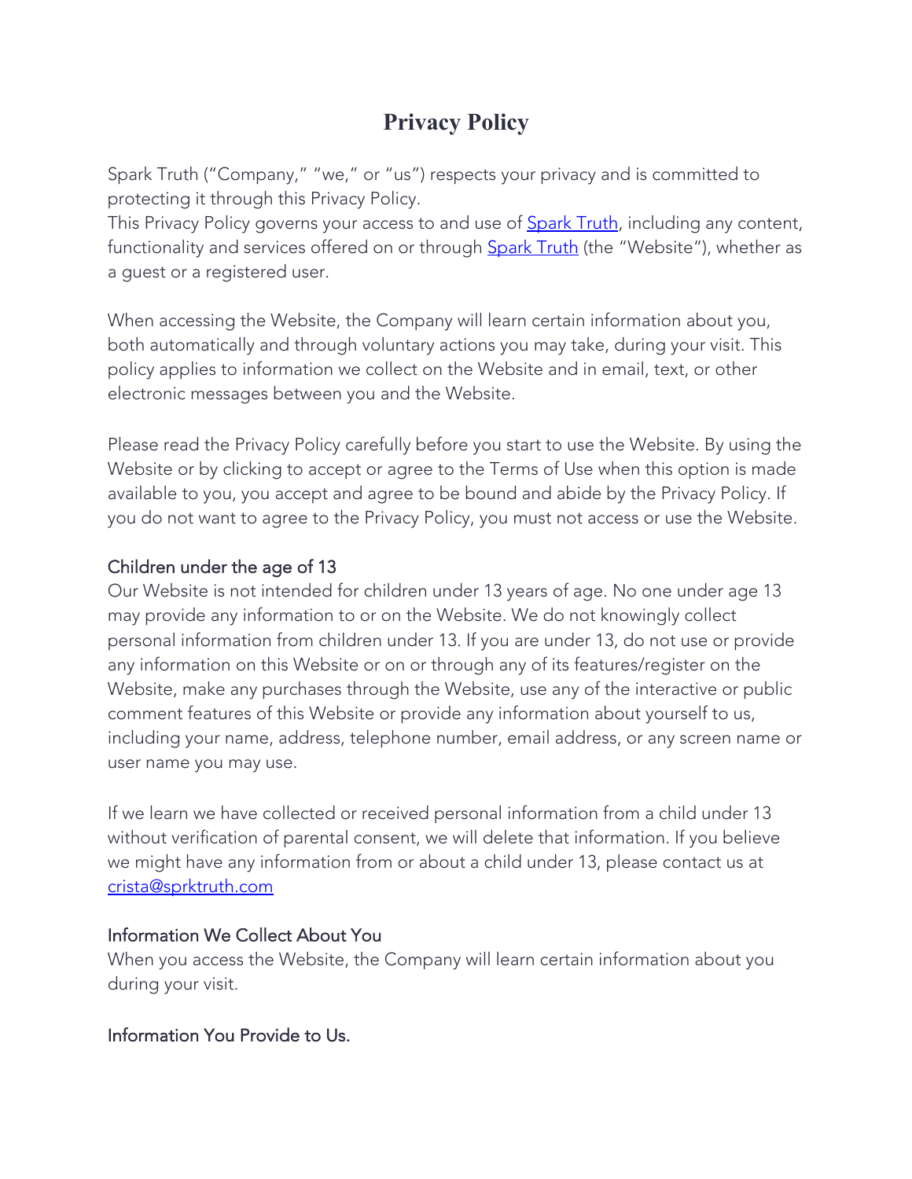# Privacy Policy

Spark Truth ("Company," "we," or "us") respects your privacy and is committed to protecting it through this Privacy Policy.
This Privacy Policy governs your access to and use of Spark Truth, including any content, functionality and services offered on or through Spark Truth (the "Website"), whether as a guest or a registered user.

When accessing the Website, the Company will learn certain information about you, both automatically and through voluntary actions you may take, during your visit. This policy applies to information we collect on the Website and in email, text, or other electronic messages between you and the Website.

Please read the Privacy Policy carefully before you start to use the Website. By using the Website or by clicking to accept or agree to the Terms of Use when this option is made available to you, you accept and agree to be bound and abide by the Privacy Policy. If you do not want to agree to the Privacy Policy, you must not access or use the Website.

## Children under the age of 13

Our Website is not intended for children under 13 years of age. No one under age 13 may provide any information to or on the Website. We do not knowingly collect personal information from children under 13. If you are under 13, do not use or provide any information on this Website or on or through any of its features/register on the Website, make any purchases through the Website, use any of the interactive or public comment features of this Website or provide any information about yourself to us, including your name, address, telephone number, email address, or any screen name or user name you may use.

If we learn we have collected or received personal information from a child under 13 without verification of parental consent, we will delete that information. If you believe we might have any information from or about a child under 13, please contact us at crista@sprktruth.com

## Information We Collect About You

When you access the Website, the Company will learn certain information about you during your visit.

### Information You Provide to Us.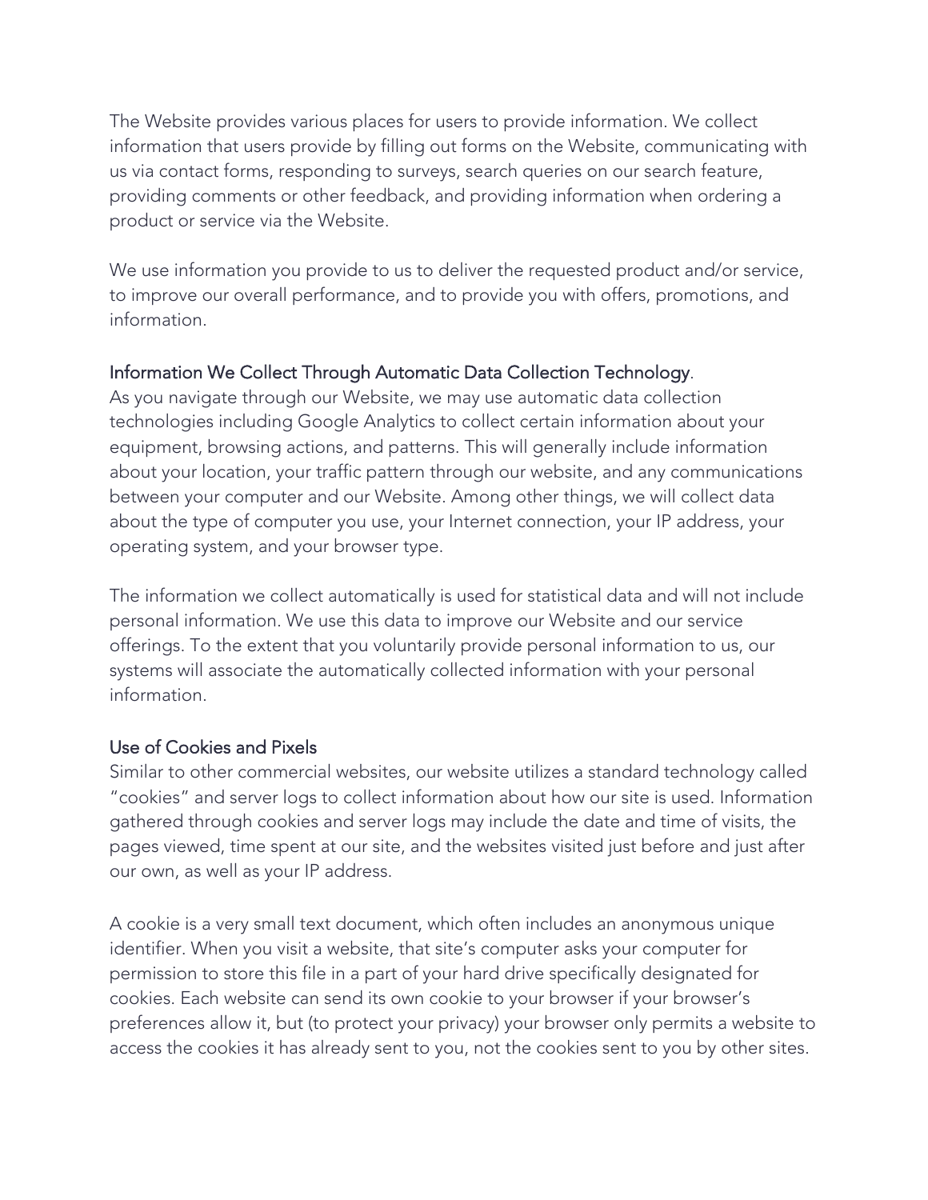The Website provides various places for users to provide information. We collect information that users provide by filling out forms on the Website, communicating with us via contact forms, responding to surveys, search queries on our search feature, providing comments or other feedback, and providing information when ordering a product or service via the Website.

We use information you provide to us to deliver the requested product and/or service, to improve our overall performance, and to provide you with offers, promotions, and information.

### Information We Collect Through Automatic Data Collection Technology.

As you navigate through our Website, we may use automatic data collection technologies including Google Analytics to collect certain information about your equipment, browsing actions, and patterns. This will generally include information about your location, your traffic pattern through our website, and any communications between your computer and our Website. Among other things, we will collect data about the type of computer you use, your Internet connection, your IP address, your operating system, and your browser type.

The information we collect automatically is used for statistical data and will not include personal information. We use this data to improve our Website and our service offerings. To the extent that you voluntarily provide personal information to us, our systems will associate the automatically collected information with your personal information.

### Use of Cookies and Pixels

Similar to other commercial websites, our website utilizes a standard technology called "cookies" and server logs to collect information about how our site is used. Information gathered through cookies and server logs may include the date and time of visits, the pages viewed, time spent at our site, and the websites visited just before and just after our own, as well as your IP address.

A cookie is a very small text document, which often includes an anonymous unique identifier. When you visit a website, that site's computer asks your computer for permission to store this file in a part of your hard drive specifically designated for cookies. Each website can send its own cookie to your browser if your browser's preferences allow it, but (to protect your privacy) your browser only permits a website to access the cookies it has already sent to you, not the cookies sent to you by other sites.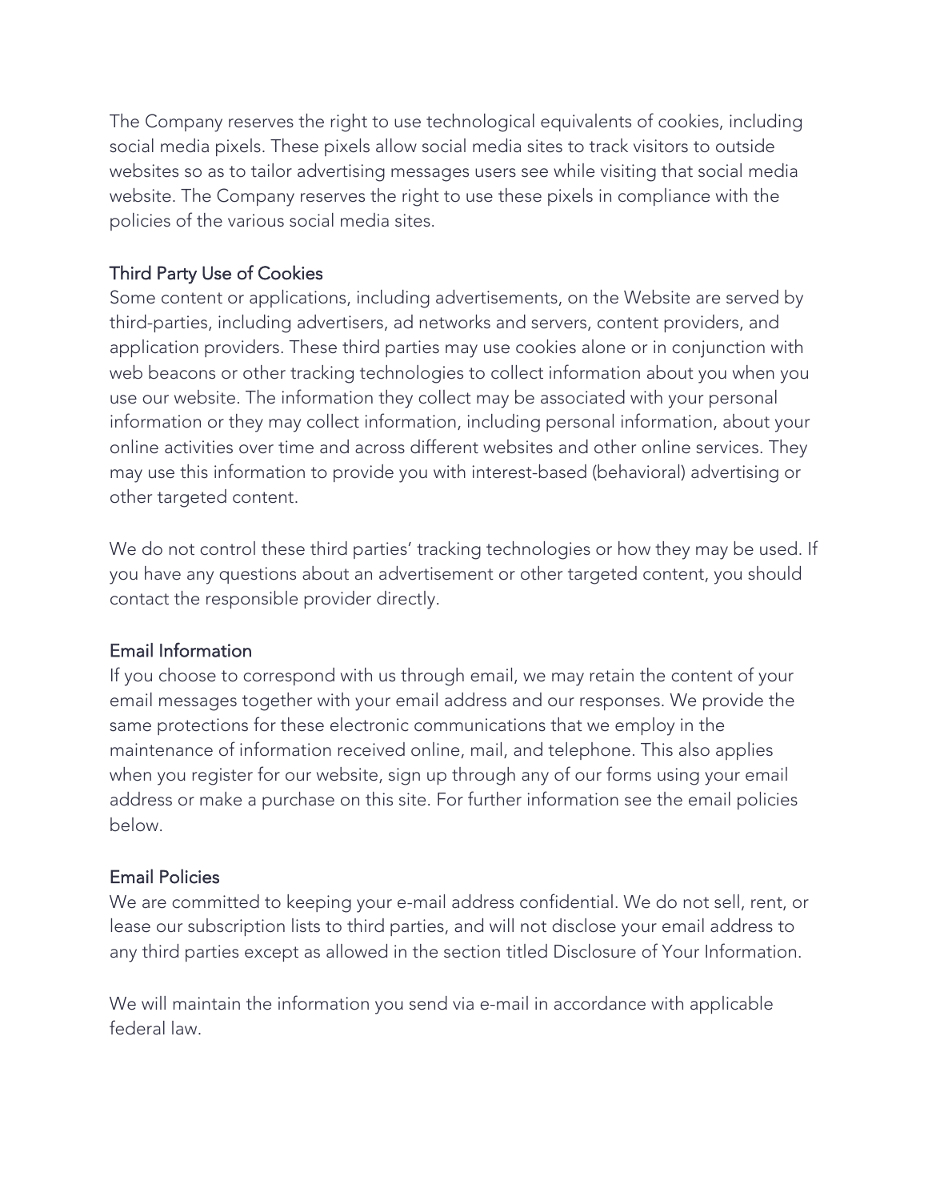The Company reserves the right to use technological equivalents of cookies, including social media pixels. These pixels allow social media sites to track visitors to outside websites so as to tailor advertising messages users see while visiting that social media website. The Company reserves the right to use these pixels in compliance with the policies of the various social media sites.

## Third Party Use of Cookies

Some content or applications, including advertisements, on the Website are served by third-parties, including advertisers, ad networks and servers, content providers, and application providers. These third parties may use cookies alone or in conjunction with web beacons or other tracking technologies to collect information about you when you use our website. The information they collect may be associated with your personal information or they may collect information, including personal information, about your online activities over time and across different websites and other online services. They may use this information to provide you with interest-based (behavioral) advertising or other targeted content.

We do not control these third parties' tracking technologies or how they may be used. If you have any questions about an advertisement or other targeted content, you should contact the responsible provider directly.

## Email Information

If you choose to correspond with us through email, we may retain the content of your email messages together with your email address and our responses. We provide the same protections for these electronic communications that we employ in the maintenance of information received online, mail, and telephone. This also applies when you register for our website, sign up through any of our forms using your email address or make a purchase on this site. For further information see the email policies below.

## Email Policies

We are committed to keeping your e-mail address confidential. We do not sell, rent, or lease our subscription lists to third parties, and will not disclose your email address to any third parties except as allowed in the section titled Disclosure of Your Information.

We will maintain the information you send via e-mail in accordance with applicable federal law.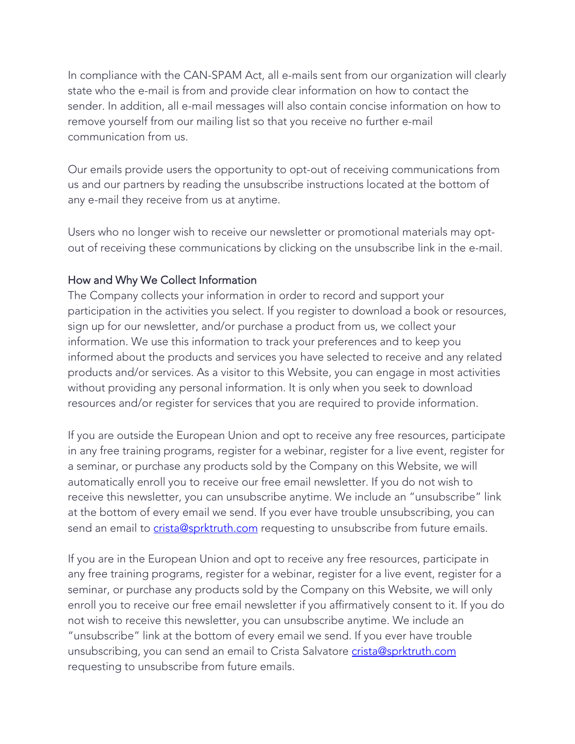In compliance with the CAN-SPAM Act, all e-mails sent from our organization will clearly state who the e-mail is from and provide clear information on how to contact the sender. In addition, all e-mail messages will also contain concise information on how to remove yourself from our mailing list so that you receive no further e-mail communication from us.

Our emails provide users the opportunity to opt-out of receiving communications from us and our partners by reading the unsubscribe instructions located at the bottom of any e-mail they receive from us at anytime.

Users who no longer wish to receive our newsletter or promotional materials may opt-out of receiving these communications by clicking on the unsubscribe link in the e-mail.

## How and Why We Collect Information

The Company collects your information in order to record and support your participation in the activities you select. If you register to download a book or resources, sign up for our newsletter, and/or purchase a product from us, we collect your information. We use this information to track your preferences and to keep you informed about the products and services you have selected to receive and any related products and/or services. As a visitor to this Website, you can engage in most activities without providing any personal information. It is only when you seek to download resources and/or register for services that you are required to provide information.

If you are outside the European Union and opt to receive any free resources, participate in any free training programs, register for a webinar, register for a live event, register for a seminar, or purchase any products sold by the Company on this Website, we will automatically enroll you to receive our free email newsletter. If you do not wish to receive this newsletter, you can unsubscribe anytime. We include an "unsubscribe" link at the bottom of every email we send. If you ever have trouble unsubscribing, you can send an email to crista@sprktruth.com requesting to unsubscribe from future emails.

If you are in the European Union and opt to receive any free resources, participate in any free training programs, register for a webinar, register for a live event, register for a seminar, or purchase any products sold by the Company on this Website, we will only enroll you to receive our free email newsletter if you affirmatively consent to it. If you do not wish to receive this newsletter, you can unsubscribe anytime. We include an "unsubscribe" link at the bottom of every email we send. If you ever have trouble unsubscribing, you can send an email to Crista Salvatore crista@sprktruth.com requesting to unsubscribe from future emails.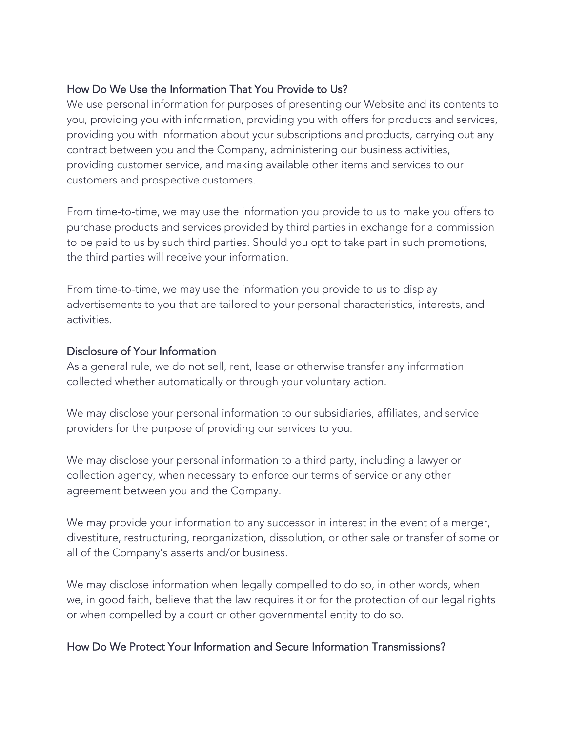## How Do We Use the Information That You Provide to Us?

We use personal information for purposes of presenting our Website and its contents to you, providing you with information, providing you with offers for products and services, providing you with information about your subscriptions and products, carrying out any contract between you and the Company, administering our business activities, providing customer service, and making available other items and services to our customers and prospective customers.

From time-to-time, we may use the information you provide to us to make you offers to purchase products and services provided by third parties in exchange for a commission to be paid to us by such third parties. Should you opt to take part in such promotions, the third parties will receive your information.

From time-to-time, we may use the information you provide to us to display advertisements to you that are tailored to your personal characteristics, interests, and activities.

## Disclosure of Your Information

As a general rule, we do not sell, rent, lease or otherwise transfer any information collected whether automatically or through your voluntary action.

We may disclose your personal information to our subsidiaries, affiliates, and service providers for the purpose of providing our services to you.

We may disclose your personal information to a third party, including a lawyer or collection agency, when necessary to enforce our terms of service or any other agreement between you and the Company.

We may provide your information to any successor in interest in the event of a merger, divestiture, restructuring, reorganization, dissolution, or other sale or transfer of some or all of the Company's asserts and/or business.

We may disclose information when legally compelled to do so, in other words, when we, in good faith, believe that the law requires it or for the protection of our legal rights or when compelled by a court or other governmental entity to do so.

## How Do We Protect Your Information and Secure Information Transmissions?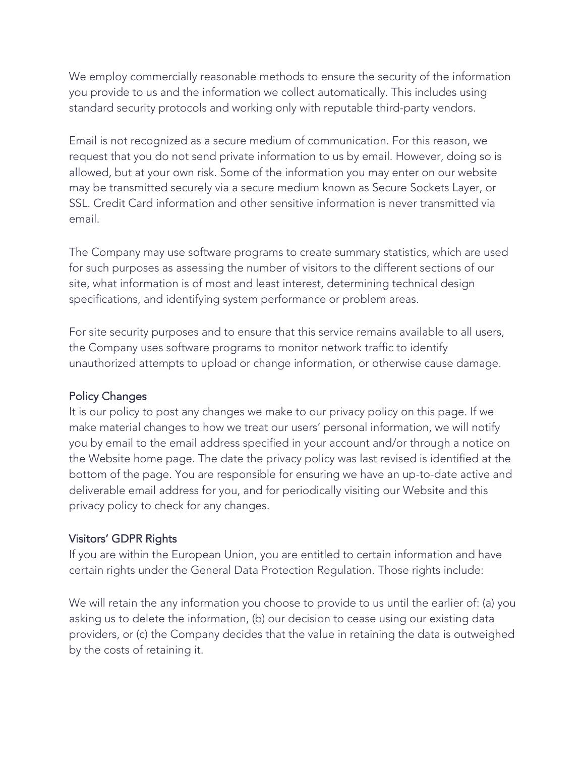We employ commercially reasonable methods to ensure the security of the information you provide to us and the information we collect automatically. This includes using standard security protocols and working only with reputable third-party vendors.

Email is not recognized as a secure medium of communication. For this reason, we request that you do not send private information to us by email. However, doing so is allowed, but at your own risk. Some of the information you may enter on our website may be transmitted securely via a secure medium known as Secure Sockets Layer, or SSL. Credit Card information and other sensitive information is never transmitted via email.

The Company may use software programs to create summary statistics, which are used for such purposes as assessing the number of visitors to the different sections of our site, what information is of most and least interest, determining technical design specifications, and identifying system performance or problem areas.

For site security purposes and to ensure that this service remains available to all users, the Company uses software programs to monitor network traffic to identify unauthorized attempts to upload or change information, or otherwise cause damage.

## Policy Changes

It is our policy to post any changes we make to our privacy policy on this page. If we make material changes to how we treat our users' personal information, we will notify you by email to the email address specified in your account and/or through a notice on the Website home page. The date the privacy policy was last revised is identified at the bottom of the page. You are responsible for ensuring we have an up-to-date active and deliverable email address for you, and for periodically visiting our Website and this privacy policy to check for any changes.

## Visitors' GDPR Rights

If you are within the European Union, you are entitled to certain information and have certain rights under the General Data Protection Regulation. Those rights include:

We will retain the any information you choose to provide to us until the earlier of: (a) you asking us to delete the information, (b) our decision to cease using our existing data providers, or (c) the Company decides that the value in retaining the data is outweighed by the costs of retaining it.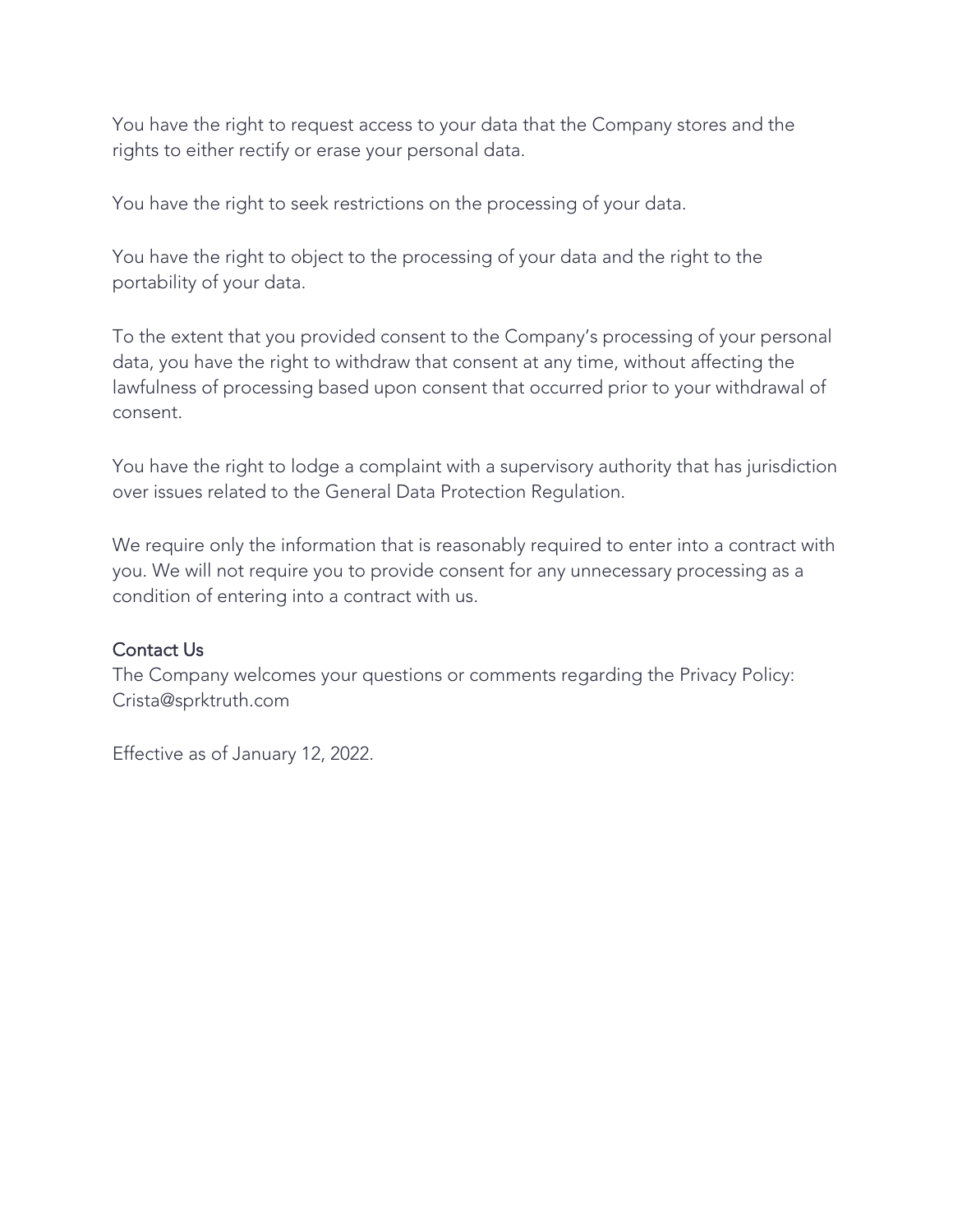You have the right to request access to your data that the Company stores and the rights to either rectify or erase your personal data.

You have the right to seek restrictions on the processing of your data.

You have the right to object to the processing of your data and the right to the portability of your data.

To the extent that you provided consent to the Company's processing of your personal data, you have the right to withdraw that consent at any time, without affecting the lawfulness of processing based upon consent that occurred prior to your withdrawal of consent.

You have the right to lodge a complaint with a supervisory authority that has jurisdiction over issues related to the General Data Protection Regulation.

We require only the information that is reasonably required to enter into a contract with you. We will not require you to provide consent for any unnecessary processing as a condition of entering into a contract with us.

## Contact Us

The Company welcomes your questions or comments regarding the Privacy Policy: Crista@sprktruth.com

Effective as of January 12, 2022.